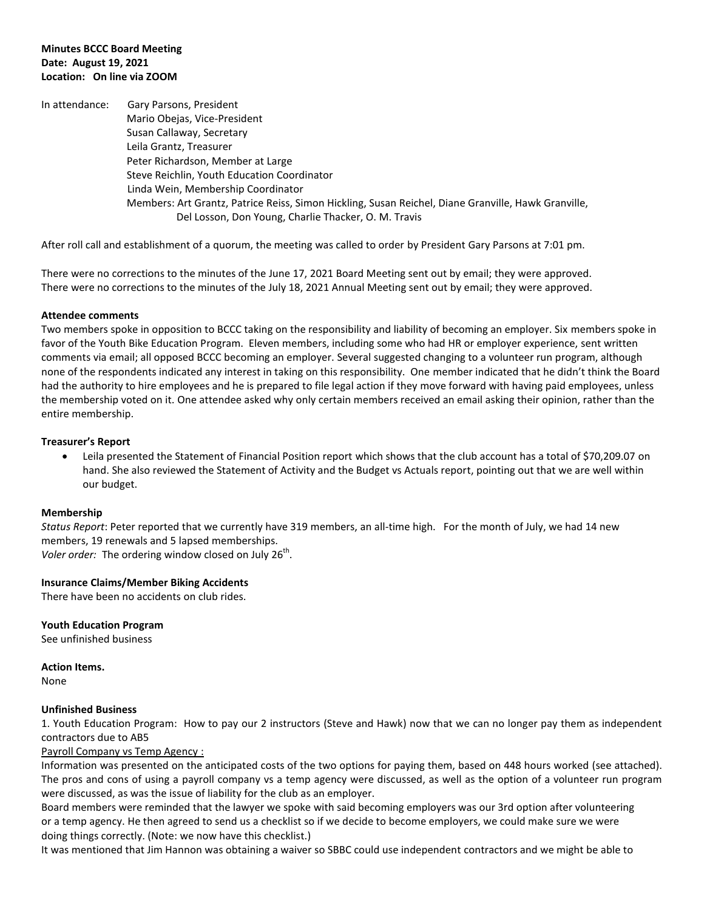**Minutes BCCC Board Meeting**
**Date: August 19, 2021**
**Location: On line via ZOOM**

In attendance:
Gary Parsons, President
Mario Obejas, Vice-President
Susan Callaway, Secretary
Leila Grantz, Treasurer
Peter Richardson, Member at Large
Steve Reichlin, Youth Education Coordinator
Linda Wein, Membership Coordinator
Members: Art Grantz, Patrice Reiss, Simon Hickling, Susan Reichel, Diane Granville, Hawk Granville, Del Losson, Don Young, Charlie Thacker, O. M. Travis

After roll call and establishment of a quorum, the meeting was called to order by President Gary Parsons at 7:01 pm.

There were no corrections to the minutes of the June 17, 2021 Board Meeting sent out by email; they were approved.
There were no corrections to the minutes of the July 18, 2021 Annual Meeting sent out by email; they were approved.

**Attendee comments**

Two members spoke in opposition to BCCC taking on the responsibility and liability of becoming an employer. Six members spoke in favor of the Youth Bike Education Program. Eleven members, including some who had HR or employer experience, sent written comments via email; all opposed BCCC becoming an employer. Several suggested changing to a volunteer run program, although none of the respondents indicated any interest in taking on this responsibility. One member indicated that he didn't think the Board had the authority to hire employees and he is prepared to file legal action if they move forward with having paid employees, unless the membership voted on it. One attendee asked why only certain members received an email asking their opinion, rather than the entire membership.

**Treasurer's Report**

- Leila presented the Statement of Financial Position report which shows that the club account has a total of $70,209.07 on hand. She also reviewed the Statement of Activity and the Budget vs Actuals report, pointing out that we are well within our budget.

**Membership**

*Status Report*: Peter reported that we currently have 319 members, an all-time high. For the month of July, we had 14 new members, 19 renewals and 5 lapsed memberships.
*Voler order:* The ordering window closed on July 26th.

**Insurance Claims/Member Biking Accidents**

There have been no accidents on club rides.

**Youth Education Program**

See unfinished business

**Action Items.**

None

**Unfinished Business**

1. Youth Education Program: How to pay our 2 instructors (Steve and Hawk) now that we can no longer pay them as independent contractors due to AB5

Payroll Company vs Temp Agency :

Information was presented on the anticipated costs of the two options for paying them, based on 448 hours worked (see attached). The pros and cons of using a payroll company vs a temp agency were discussed, as well as the option of a volunteer run program were discussed, as was the issue of liability for the club as an employer.

Board members were reminded that the lawyer we spoke with said becoming employers was our 3rd option after volunteering or a temp agency. He then agreed to send us a checklist so if we decide to become employers, we could make sure we were doing things correctly. (Note: we now have this checklist.)

It was mentioned that Jim Hannon was obtaining a waiver so SBBC could use independent contractors and we might be able to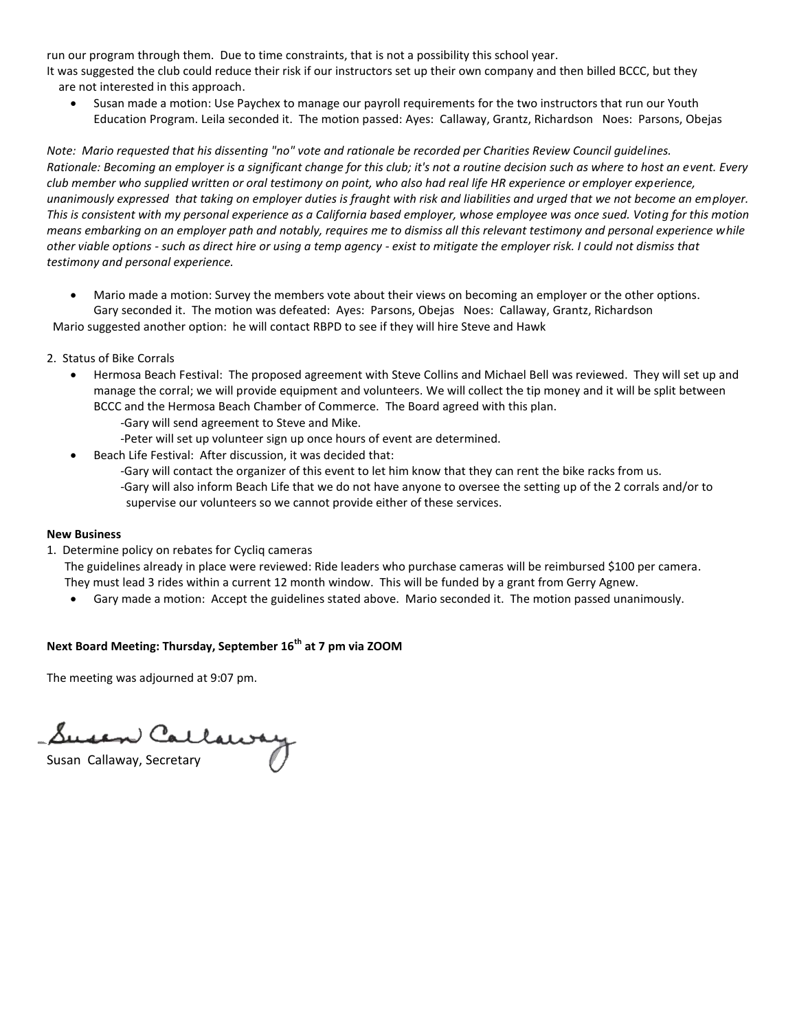run our program through them. Due to time constraints, that is not a possibility this school year.

It was suggested the club could reduce their risk if our instructors set up their own company and then billed BCCC, but they are not interested in this approach.

- Susan made a motion: Use Paychex to manage our payroll requirements for the two instructors that run our Youth Education Program. Leila seconded it. The motion passed: Ayes: Callaway, Grantz, Richardson Noes: Parsons, Obejas

*Note: Mario requested that his dissenting "no" vote and rationale be recorded per Charities Review Council guidelines. Rationale: Becoming an employer is a significant change for this club; it's not a routine decision such as where to host an event. Every club member who supplied written or oral testimony on point, who also had real life HR experience or employer experience, unanimously expressed that taking on employer duties is fraught with risk and liabilities and urged that we not become an employer. This is consistent with my personal experience as a California based employer, whose employee was once sued. Voting for this motion means embarking on an employer path and notably, requires me to dismiss all this relevant testimony and personal experience while other viable options - such as direct hire or using a temp agency - exist to mitigate the employer risk. I could not dismiss that testimony and personal experience.*

- Mario made a motion: Survey the members vote about their views on becoming an employer or the other options. Gary seconded it. The motion was defeated: Ayes: Parsons, Obejas Noes: Callaway, Grantz, Richardson

Mario suggested another option: he will contact RBPD to see if they will hire Steve and Hawk

2. Status of Bike Corrals
   - Hermosa Beach Festival: The proposed agreement with Steve Collins and Michael Bell was reviewed. They will set up and manage the corral; we will provide equipment and volunteers. We will collect the tip money and it will be split between BCCC and the Hermosa Beach Chamber of Commerce. The Board agreed with this plan.
     - -Gary will send agreement to Steve and Mike.
     - -Peter will set up volunteer sign up once hours of event are determined.
   - Beach Life Festival: After discussion, it was decided that:
     - -Gary will contact the organizer of this event to let him know that they can rent the bike racks from us.
     - -Gary will also inform Beach Life that we do not have anyone to oversee the setting up of the 2 corrals and/or to supervise our volunteers so we cannot provide either of these services.

**New Business**

1. Determine policy on rebates for Cycliq cameras

   The guidelines already in place were reviewed: Ride leaders who purchase cameras will be reimbursed $100 per camera. They must lead 3 rides within a current 12 month window. This will be funded by a grant from Gerry Agnew.

   - Gary made a motion: Accept the guidelines stated above. Mario seconded it. The motion passed unanimously.

**Next Board Meeting: Thursday, September 16th at 7 pm via ZOOM**

The meeting was adjourned at 9:07 pm.

Susan Callaway

Susan Callaway, Secretary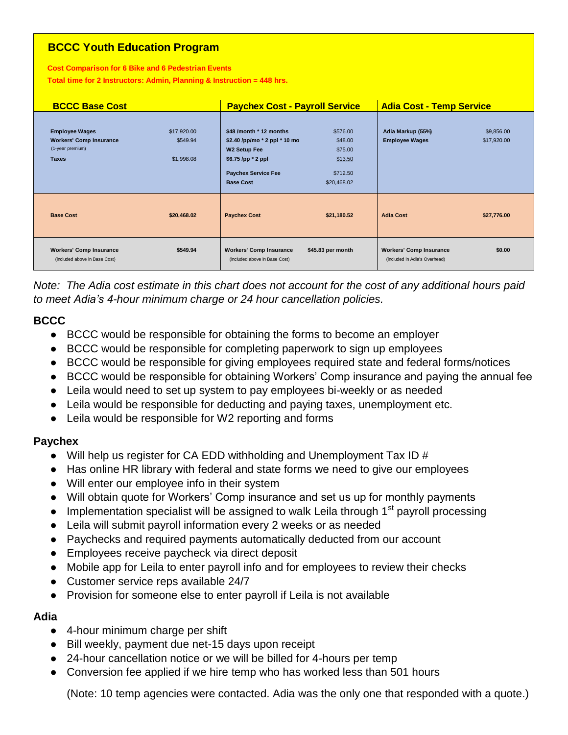## BCCC Youth Education Program

**Cost Comparison for 6 Bike and 6 Pedestrian Events**

**Total time for 2 Instructors: Admin, Planning & Instruction = 448 hrs.**

| BCCC Base Cost | | Paychex Cost - Payroll Service | | Adia Cost - Temp Service | |
|---|---|---|---|---|---|
| **Employee Wages** | $17,920.00 | **$48 /month * 12 months** | $576.00 | **Adia Markup (55%)** | $9,856.00 |
| **Workers' Comp Insurance** (1-year premium) | $549.94 | **$2.40 /pp/mo * 2 ppl * 10 mo** | $48.00 | **Employee Wages** | $17,920.00 |
| | | **W2 Setup Fee** | $75.00 | | |
| **Taxes** | $1,998.08 | **$6.75 /pp * 2 ppl** | $13.50 | | |
| | | **Paychex Service Fee** | $712.50 | | |
| | | **Base Cost** | $20,468.02 | | |
| **Base Cost** | **$20,468.02** | **Paychex Cost** | **$21,180.52** | **Adia Cost** | **$27,776.00** |
| **Workers' Comp Insurance** (included above in Base Cost) | **$549.94** | **Workers' Comp Insurance** (included above in Base Cost) | **$45.83 per month** | **Workers' Comp Insurance** (included in Adia's Overhead) | **$0.00** |

*Note: The Adia cost estimate in this chart does not account for the cost of any additional hours paid to meet Adia's 4-hour minimum charge or 24 hour cancellation policies.*

### BCCC

- BCCC would be responsible for obtaining the forms to become an employer
- BCCC would be responsible for completing paperwork to sign up employees
- BCCC would be responsible for giving employees required state and federal forms/notices
- BCCC would be responsible for obtaining Workers' Comp insurance and paying the annual fee
- Leila would need to set up system to pay employees bi-weekly or as needed
- Leila would be responsible for deducting and paying taxes, unemployment etc.
- Leila would be responsible for W2 reporting and forms

### Paychex

- Will help us register for CA EDD withholding and Unemployment Tax ID #
- Has online HR library with federal and state forms we need to give our employees
- Will enter our employee info in their system
- Will obtain quote for Workers' Comp insurance and set us up for monthly payments
- Implementation specialist will be assigned to walk Leila through 1st payroll processing
- Leila will submit payroll information every 2 weeks or as needed
- Paychecks and required payments automatically deducted from our account
- Employees receive paycheck via direct deposit
- Mobile app for Leila to enter payroll info and for employees to review their checks
- Customer service reps available 24/7
- Provision for someone else to enter payroll if Leila is not available

### Adia

- 4-hour minimum charge per shift
- Bill weekly, payment due net-15 days upon receipt
- 24-hour cancellation notice or we will be billed for 4-hours per temp
- Conversion fee applied if we hire temp who has worked less than 501 hours

(Note: 10 temp agencies were contacted. Adia was the only one that responded with a quote.)